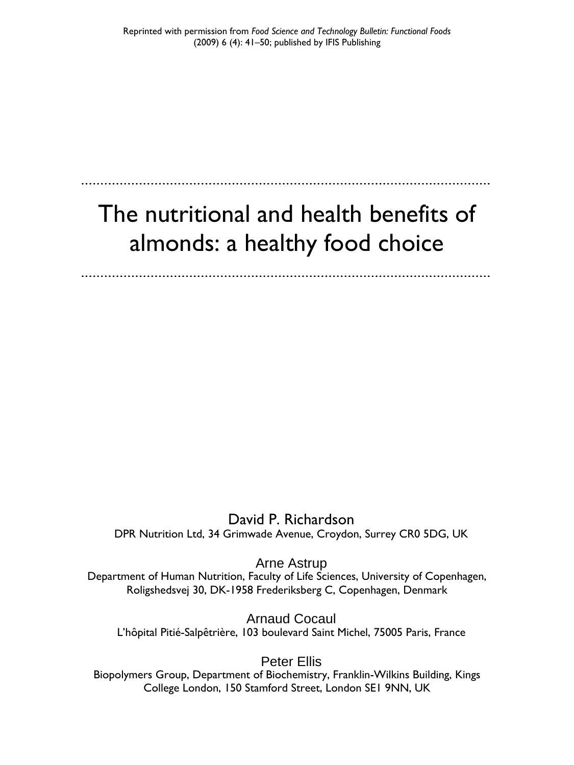Reprinted with permission from *Food Science and Technology Bulletin: Functional Foods* (2009) 6 (4): 41–50; published by IFIS Publishing

# The nutritional and health benefits of almonds: a healthy food choice

David P. Richardson
DPR Nutrition Ltd, 34 Grimwade Avenue, Croydon, Surrey CR0 5DG, UK

Arne Astrup
Department of Human Nutrition, Faculty of Life Sciences, University of Copenhagen, Roligshedsvej 30, DK-1958 Frederiksberg C, Copenhagen, Denmark

Arnaud Cocaul
L'hôpital Pitié-Salpêtrière, 103 boulevard Saint Michel, 75005 Paris, France

Peter Ellis
Biopolymers Group, Department of Biochemistry, Franklin-Wilkins Building, Kings College London, 150 Stamford Street, London SE1 9NN, UK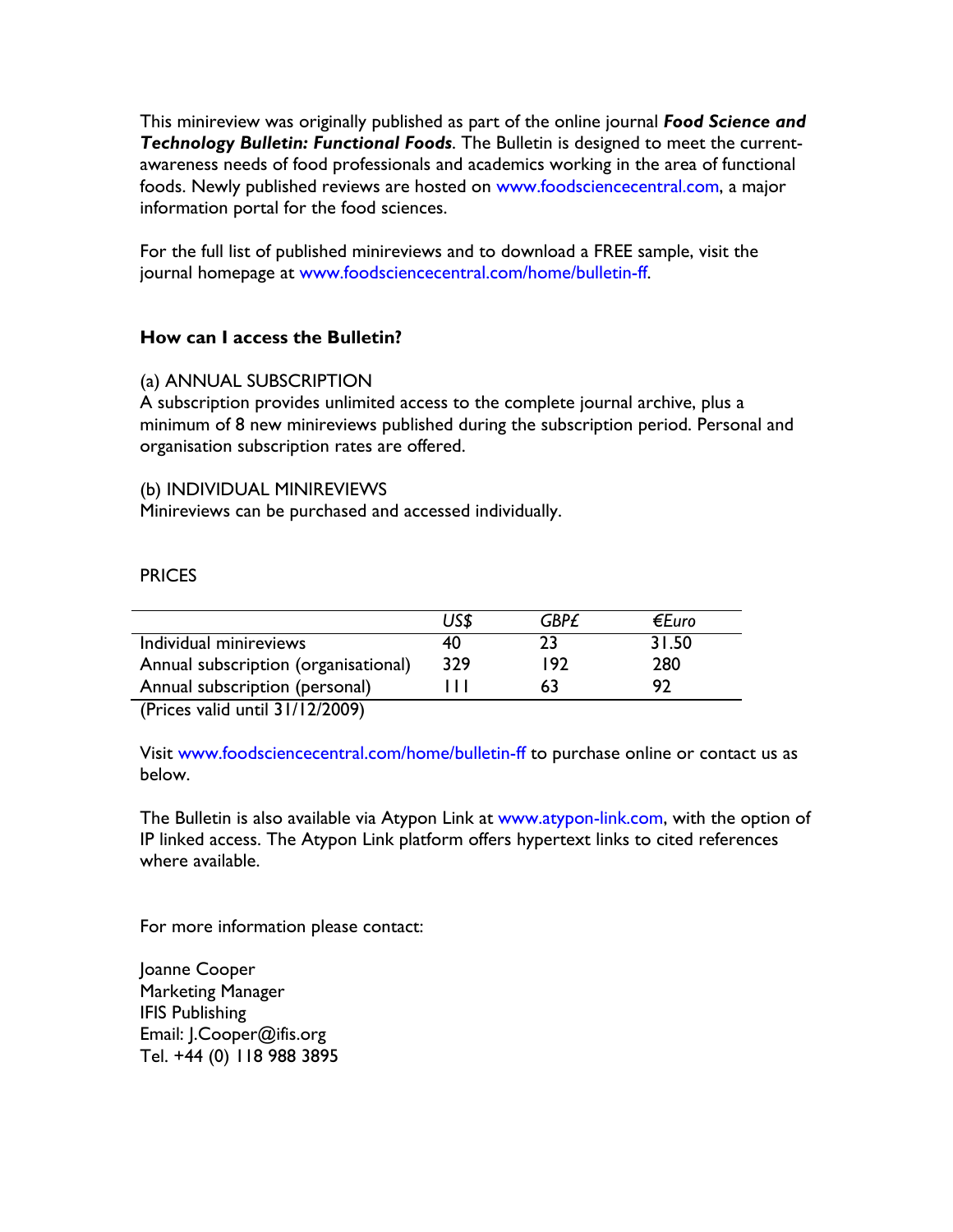This minireview was originally published as part of the online journal ***Food Science and Technology Bulletin: Functional Foods***. The Bulletin is designed to meet the current-awareness needs of food professionals and academics working in the area of functional foods. Newly published reviews are hosted on www.foodsciencecentral.com, a major information portal for the food sciences.

For the full list of published minireviews and to download a FREE sample, visit the journal homepage at www.foodsciencecentral.com/home/bulletin-ff.

**How can I access the Bulletin?**

(a) ANNUAL SUBSCRIPTION
A subscription provides unlimited access to the complete journal archive, plus a minimum of 8 new minireviews published during the subscription period. Personal and organisation subscription rates are offered.

(b) INDIVIDUAL MINIREVIEWS
Minireviews can be purchased and accessed individually.

PRICES

| | *US$* | *GBP£* | *€Euro* |
|---|---|---|---|
| Individual minireviews | 40 | 23 | 31.50 |
| Annual subscription (organisational) | 329 | 192 | 280 |
| Annual subscription (personal) | 111 | 63 | 92 |

(Prices valid until 31/12/2009)

Visit www.foodsciencecentral.com/home/bulletin-ff to purchase online or contact us as below.

The Bulletin is also available via Atypon Link at www.atypon-link.com, with the option of IP linked access. The Atypon Link platform offers hypertext links to cited references where available.

For more information please contact:

Joanne Cooper
Marketing Manager
IFIS Publishing
Email: J.Cooper@ifis.org
Tel. +44 (0) 118 988 3895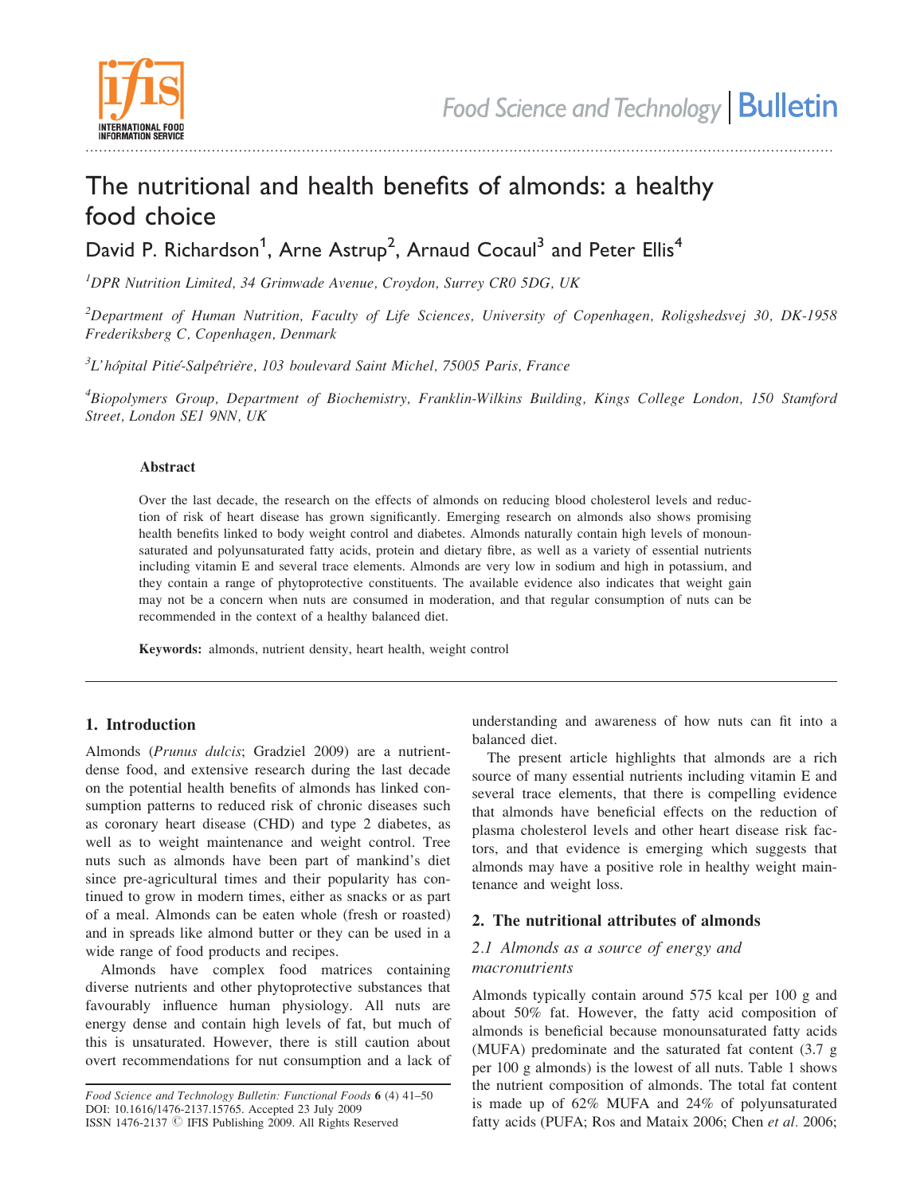# The nutritional and health benefits of almonds: a healthy food choice

David P. Richardson[1], Arne Astrup[2], Arnaud Cocaul[3] and Peter Ellis[4]

[1]*DPR Nutrition Limited, 34 Grimwade Avenue, Croydon, Surrey CR0 5DG, UK*

[2]*Department of Human Nutrition, Faculty of Life Sciences, University of Copenhagen, Roligshedsvej 30, DK-1958 Frederiksberg C, Copenhagen, Denmark*

[3]*L'hôpital Pitié-Salpêtrière, 103 boulevard Saint Michel, 75005 Paris, France*

[4]*Biopolymers Group, Department of Biochemistry, Franklin-Wilkins Building, Kings College London, 150 Stamford Street, London SE1 9NN, UK*

### Abstract

Over the last decade, the research on the effects of almonds on reducing blood cholesterol levels and reduction of risk of heart disease has grown significantly. Emerging research on almonds also shows promising health benefits linked to body weight control and diabetes. Almonds naturally contain high levels of monounsaturated and polyunsaturated fatty acids, protein and dietary fibre, as well as a variety of essential nutrients including vitamin E and several trace elements. Almonds are very low in sodium and high in potassium, and they contain a range of phytoprotective constituents. The available evidence also indicates that weight gain may not be a concern when nuts are consumed in moderation, and that regular consumption of nuts can be recommended in the context of a healthy balanced diet.

**Keywords:** almonds, nutrient density, heart health, weight control

## 1. Introduction

Almonds (*Prunus dulcis*; Gradziel 2009) are a nutrient-dense food, and extensive research during the last decade on the potential health benefits of almonds has linked consumption patterns to reduced risk of chronic diseases such as coronary heart disease (CHD) and type 2 diabetes, as well as to weight maintenance and weight control. Tree nuts such as almonds have been part of mankind's diet since pre-agricultural times and their popularity has continued to grow in modern times, either as snacks or as part of a meal. Almonds can be eaten whole (fresh or roasted) and in spreads like almond butter or they can be used in a wide range of food products and recipes.

Almonds have complex food matrices containing diverse nutrients and other phytoprotective substances that favourably influence human physiology. All nuts are energy dense and contain high levels of fat, but much of this is unsaturated. However, there is still caution about overt recommendations for nut consumption and a lack of understanding and awareness of how nuts can fit into a balanced diet.

The present article highlights that almonds are a rich source of many essential nutrients including vitamin E and several trace elements, that there is compelling evidence that almonds have beneficial effects on the reduction of plasma cholesterol levels and other heart disease risk factors, and that evidence is emerging which suggests that almonds may have a positive role in healthy weight maintenance and weight loss.

## 2. The nutritional attributes of almonds

### 2.1 Almonds as a source of energy and macronutrients

Almonds typically contain around 575 kcal per 100 g and about 50% fat. However, the fatty acid composition of almonds is beneficial because monounsaturated fatty acids (MUFA) predominate and the saturated fat content (3.7 g per 100 g almonds) is the lowest of all nuts. Table 1 shows the nutrient composition of almonds. The total fat content is made up of 62% MUFA and 24% of polyunsaturated fatty acids (PUFA; Ros and Mataix 2006; Chen *et al.* 2006;

*Food Science and Technology Bulletin: Functional Foods* **6** (4) 41–50
DOI: 10.1616/1476-2137.15765. Accepted 23 July 2009
ISSN 1476-2137 © IFIS Publishing 2009. All Rights Reserved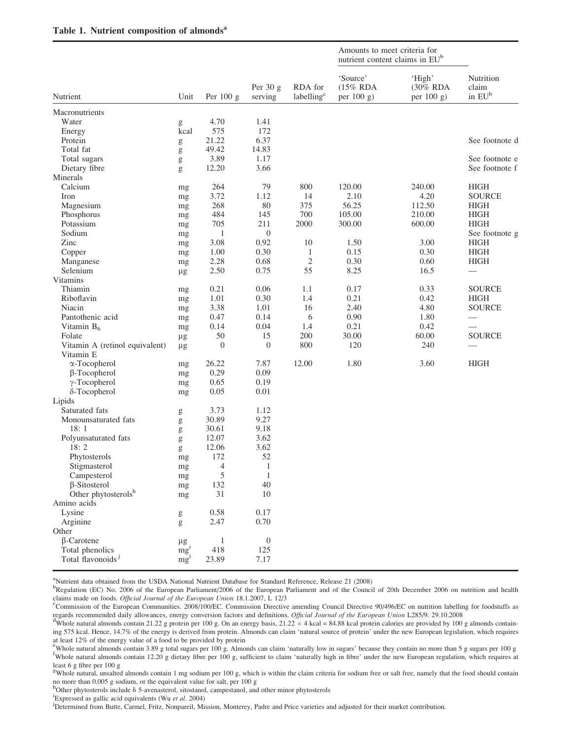**Table 1. Nutrient composition of almonds[a]**

| Nutrient | Unit | Per 100 g | Per 30 g serving | RDA for labelling[c] | Amounts to meet criteria for nutrient content claims in EU[b] | | Nutrition claim in EU[b] |
|---|---|---|---|---|---|---|---|
| | | | | | 'Source' (15% RDA per 100 g) | 'High' (30% RDA per 100 g) | |
| Macronutrients | | | | | | | |
| Water | g | 4.70 | 1.41 | | | | |
| Energy | kcal | 575 | 172 | | | | |
| Protein | g | 21.22 | 6.37 | | | | See footnote d |
| Total fat | g | 49.42 | 14.83 | | | | |
| Total sugars | g | 3.89 | 1.17 | | | | See footnote e |
| Dietary fibre | g | 12.20 | 3.66 | | | | See footnote f |
| Minerals | | | | | | | |
| Calcium | mg | 264 | 79 | 800 | 120.00 | 240.00 | HIGH |
| Iron | mg | 3.72 | 1.12 | 14 | 2.10 | 4.20 | SOURCE |
| Magnesium | mg | 268 | 80 | 375 | 56.25 | 112.50 | HIGH |
| Phosphorus | mg | 484 | 145 | 700 | 105.00 | 210.00 | HIGH |
| Potassium | mg | 705 | 211 | 2000 | 300.00 | 600.00 | HIGH |
| Sodium | mg | 1 | 0 | | | | See footnote g |
| Zinc | mg | 3.08 | 0.92 | 10 | 1.50 | 3.00 | HIGH |
| Copper | mg | 1.00 | 0.30 | 1 | 0.15 | 0.30 | HIGH |
| Manganese | mg | 2.28 | 0.68 | 2 | 0.30 | 0.60 | HIGH |
| Selenium | µg | 2.50 | 0.75 | 55 | 8.25 | 16.5 | — |
| Vitamins | | | | | | | |
| Thiamin | mg | 0.21 | 0.06 | 1.1 | 0.17 | 0.33 | SOURCE |
| Riboflavin | mg | 1.01 | 0.30 | 1.4 | 0.21 | 0.42 | HIGH |
| Niacin | mg | 3.38 | 1.01 | 16 | 2.40 | 4.80 | SOURCE |
| Pantothenic acid | mg | 0.47 | 0.14 | 6 | 0.90 | 1.80 | — |
| Vitamin $B_6$ | mg | 0.14 | 0.04 | 1.4 | 0.21 | 0.42 | — |
| Folate | µg | 50 | 15 | 200 | 30.00 | 60.00 | SOURCE |
| Vitamin A (retinol equivalent) | µg | 0 | 0 | 800 | 120 | 240 | — |
| Vitamin E | | | | | | | |
| α-Tocopherol | mg | 26.22 | 7.87 | 12.00 | 1.80 | 3.60 | HIGH |
| β-Tocopherol | mg | 0.29 | 0.09 | | | | |
| γ-Tocopherol | mg | 0.65 | 0.19 | | | | |
| δ-Tocopherol | mg | 0.05 | 0.01 | | | | |
| Lipids | | | | | | | |
| Saturated fats | g | 3.73 | 1.12 | | | | |
| Monounsaturated fats | g | 30.89 | 9.27 | | | | |
| 18: 1 | g | 30.61 | 9.18 | | | | |
| Polyunsaturated fats | g | 12.07 | 3.62 | | | | |
| 18: 2 | g | 12.06 | 3.62 | | | | |
| Phytosterols | mg | 172 | 52 | | | | |
| Stigmasterol | mg | 4 | 1 | | | | |
| Campesterol | mg | 5 | 1 | | | | |
| β-Sitosterol | mg | 132 | 40 | | | | |
| Other phytosterols[h] | mg | 31 | 10 | | | | |
| Amino acids | | | | | | | |
| Lysine | g | 0.58 | 0.17 | | | | |
| Arginine | g | 2.47 | 0.70 | | | | |
| Other | | | | | | | |
| β-Carotene | µg | 1 | 0 | | | | |
| Total phenolics | mg[i] | 418 | 125 | | | | |
| Total flavonoids[j] | mg[i] | 23.89 | 7.17 | | | | |

[a]Nutrient data obtained from the USDA National Nutrient Database for Standard Reference, Release 21 (2008)

[b]Regulation (EC) No. 2006 of the European Parliament/2006 of the European Parliament and of the Council of 20th December 2006 on nutrition and health claims made on foods. *Official Journal of the European Union* 18.1.2007, L 12/3

[c]Commission of the European Communities. 2008/100/EC. Commission Directive amending Council Directive 90/496/EC on nutrition labelling for foodstuffs as regards recommended daily allowances, energy conversion factors and definitions. *Official Journal of the European Union* L285/9. 29.10.2008

[d]Whole natural almonds contain 21.22 g protein per 100 g. On an energy basis, 21.22 × 4 kcal = 84.88 kcal protein calories are provided by 100 g almonds containing 575 kcal. Hence, 14.7% of the energy is derived from protein. Almonds can claim 'natural source of protein' under the new European legislation, which requires at least 12% of the energy value of a food to be provided by protein

[e]Whole natural almonds contain 3.89 g total sugars per 100 g. Almonds can claim 'naturally low in sugars' because they contain no more than 5 g sugars per 100 g

[f]Whole natural almonds contain 12.20 g dietary fibre per 100 g, sufficient to claim 'naturally high in fibre' under the new European regulation, which requires at least 6 g fibre per 100 g

[g]Whole natural, unsalted almonds contain 1 mg sodium per 100 g, which is within the claim criteria for sodium free or salt free, namely that the food should contain no more than 0.005 g sodium, or the equivalent value for salt, per 100 g

[h]Other phytosterols include δ 5-avenasterol, sitostanol, campestanol, and other minor phytosterols

[i]Expressed as gallic acid equivalents (Wu *et al*. 2004)

[j]Determined from Butte, Carmel, Fritz, Nonpareil, Mission, Monterey, Padre and Price varieties and adjusted for their market contribution.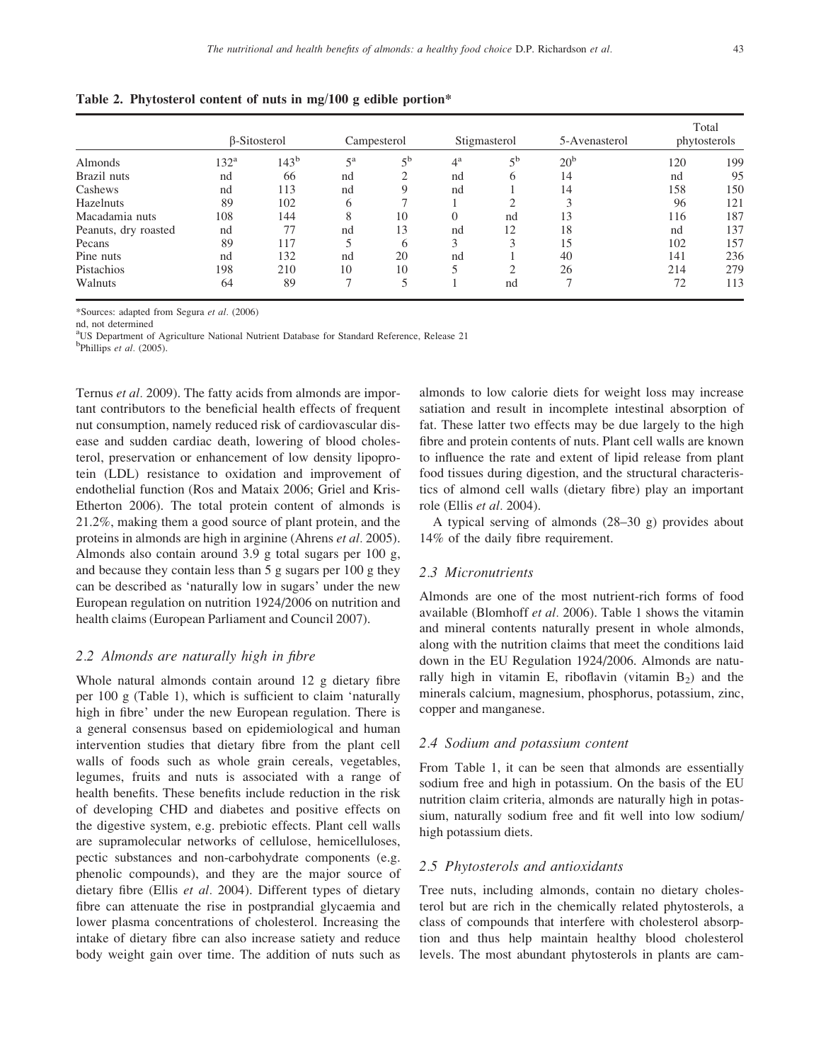**Table 2. Phytosterol content of nuts in mg/100 g edible portion***

| | β-Sitosterol | | Campesterol | | Stigmasterol | | 5-Avenasterol | Total phytosterols | |
|---|---|---|---|---|---|---|---|---|---|
| Almonds | 132[a] | 143[b] | 5[a] | 5[b] | 4[a] | 5[b] | 20[b] | 120 | 199 |
| Brazil nuts | nd | 66 | nd | 2 | nd | 6 | 14 | nd | 95 |
| Cashews | nd | 113 | nd | 9 | nd | 1 | 14 | 158 | 150 |
| Hazelnuts | 89 | 102 | 6 | 7 | 1 | 2 | 3 | 96 | 121 |
| Macadamia nuts | 108 | 144 | 8 | 10 | 0 | nd | 13 | 116 | 187 |
| Peanuts, dry roasted | nd | 77 | nd | 13 | nd | 12 | 18 | nd | 137 |
| Pecans | 89 | 117 | 5 | 6 | 3 | 3 | 15 | 102 | 157 |
| Pine nuts | nd | 132 | nd | 20 | nd | 1 | 40 | 141 | 236 |
| Pistachios | 198 | 210 | 10 | 10 | 5 | 2 | 26 | 214 | 279 |
| Walnuts | 64 | 89 | 7 | 5 | 1 | nd | 7 | 72 | 113 |

*Sources: adapted from Segura *et al*. (2006)

nd, not determined

[a]US Department of Agriculture National Nutrient Database for Standard Reference, Release 21

[b]Phillips *et al*. (2005).

Ternus *et al*. 2009). The fatty acids from almonds are important contributors to the beneficial health effects of frequent nut consumption, namely reduced risk of cardiovascular disease and sudden cardiac death, lowering of blood cholesterol, preservation or enhancement of low density lipoprotein (LDL) resistance to oxidation and improvement of endothelial function (Ros and Mataix 2006; Griel and Kris-Etherton 2006). The total protein content of almonds is 21.2%, making them a good source of plant protein, and the proteins in almonds are high in arginine (Ahrens *et al*. 2005). Almonds also contain around 3.9 g total sugars per 100 g, and because they contain less than 5 g sugars per 100 g they can be described as 'naturally low in sugars' under the new European regulation on nutrition 1924/2006 on nutrition and health claims (European Parliament and Council 2007).

### 2.2 Almonds are naturally high in fibre

Whole natural almonds contain around 12 g dietary fibre per 100 g (Table 1), which is sufficient to claim 'naturally high in fibre' under the new European regulation. There is a general consensus based on epidemiological and human intervention studies that dietary fibre from the plant cell walls of foods such as whole grain cereals, vegetables, legumes, fruits and nuts is associated with a range of health benefits. These benefits include reduction in the risk of developing CHD and diabetes and positive effects on the digestive system, e.g. prebiotic effects. Plant cell walls are supramolecular networks of cellulose, hemicelluloses, pectic substances and non-carbohydrate components (e.g. phenolic compounds), and they are the major source of dietary fibre (Ellis *et al*. 2004). Different types of dietary fibre can attenuate the rise in postprandial glycaemia and lower plasma concentrations of cholesterol. Increasing the intake of dietary fibre can also increase satiety and reduce body weight gain over time. The addition of nuts such as almonds to low calorie diets for weight loss may increase satiation and result in incomplete intestinal absorption of fat. These latter two effects may be due largely to the high fibre and protein contents of nuts. Plant cell walls are known to influence the rate and extent of lipid release from plant food tissues during digestion, and the structural characteristics of almond cell walls (dietary fibre) play an important role (Ellis *et al*. 2004).

A typical serving of almonds (28–30 g) provides about 14% of the daily fibre requirement.

### 2.3 Micronutrients

Almonds are one of the most nutrient-rich forms of food available (Blomhoff *et al*. 2006). Table 1 shows the vitamin and mineral contents naturally present in whole almonds, along with the nutrition claims that meet the conditions laid down in the EU Regulation 1924/2006. Almonds are naturally high in vitamin E, riboflavin (vitamin $B_2$) and the minerals calcium, magnesium, phosphorus, potassium, zinc, copper and manganese.

### 2.4 Sodium and potassium content

From Table 1, it can be seen that almonds are essentially sodium free and high in potassium. On the basis of the EU nutrition claim criteria, almonds are naturally high in potassium, naturally sodium free and fit well into low sodium/high potassium diets.

### 2.5 Phytosterols and antioxidants

Tree nuts, including almonds, contain no dietary cholesterol but are rich in the chemically related phytosterols, a class of compounds that interfere with cholesterol absorption and thus help maintain healthy blood cholesterol levels. The most abundant phytosterols in plants are cam-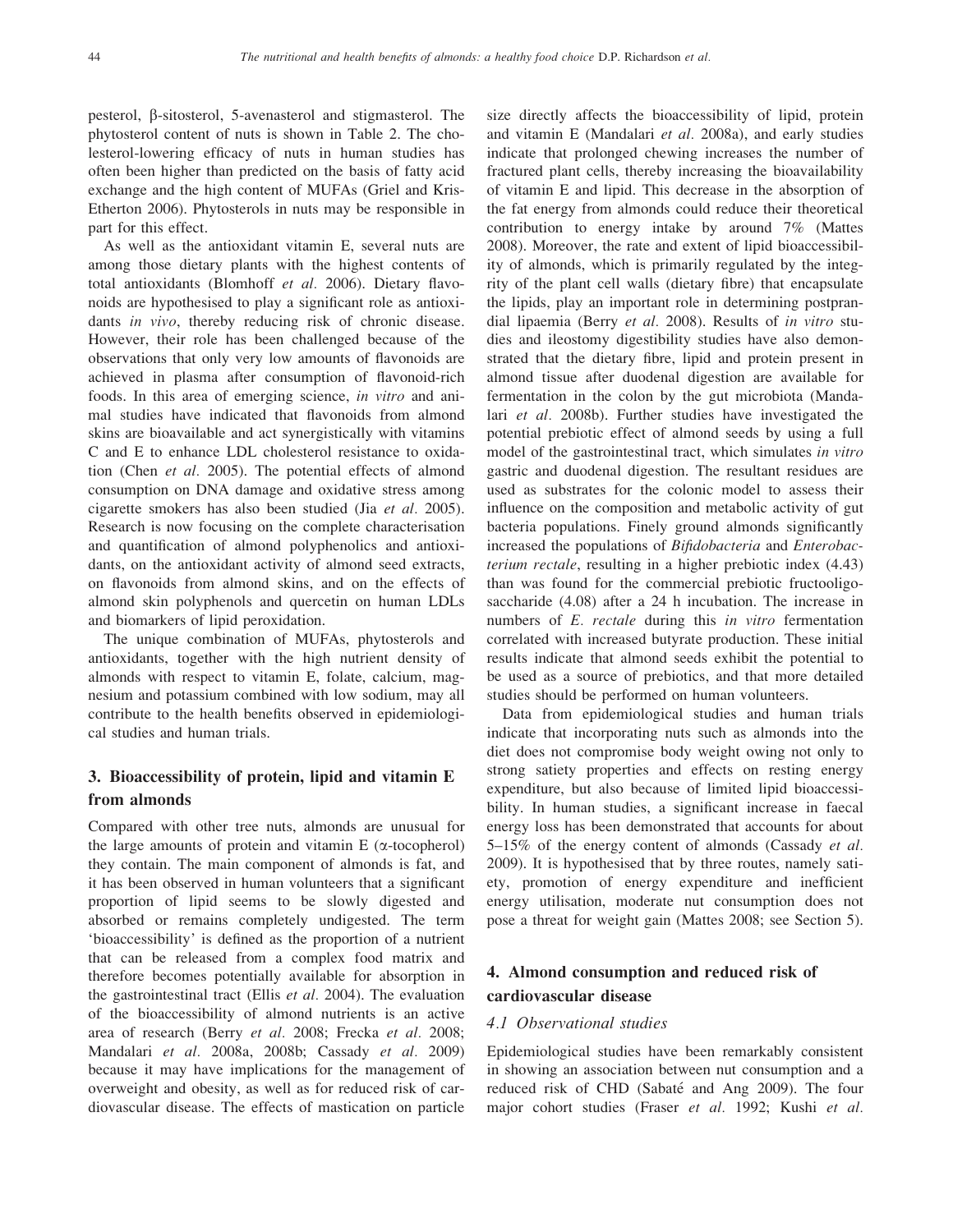pesterol, β-sitosterol, 5-avenasterol and stigmasterol. The phytosterol content of nuts is shown in Table 2. The cholesterol-lowering efficacy of nuts in human studies has often been higher than predicted on the basis of fatty acid exchange and the high content of MUFAs (Griel and Kris-Etherton 2006). Phytosterols in nuts may be responsible in part for this effect.

As well as the antioxidant vitamin E, several nuts are among those dietary plants with the highest contents of total antioxidants (Blomhoff *et al.* 2006). Dietary flavonoids are hypothesised to play a significant role as antioxidants *in vivo*, thereby reducing risk of chronic disease. However, their role has been challenged because of the observations that only very low amounts of flavonoids are achieved in plasma after consumption of flavonoid-rich foods. In this area of emerging science, *in vitro* and animal studies have indicated that flavonoids from almond skins are bioavailable and act synergistically with vitamins C and E to enhance LDL cholesterol resistance to oxidation (Chen *et al.* 2005). The potential effects of almond consumption on DNA damage and oxidative stress among cigarette smokers has also been studied (Jia *et al.* 2005). Research is now focusing on the complete characterisation and quantification of almond polyphenolics and antioxidants, on the antioxidant activity of almond seed extracts, on flavonoids from almond skins, and on the effects of almond skin polyphenols and quercetin on human LDLs and biomarkers of lipid peroxidation.

The unique combination of MUFAs, phytosterols and antioxidants, together with the high nutrient density of almonds with respect to vitamin E, folate, calcium, magnesium and potassium combined with low sodium, may all contribute to the health benefits observed in epidemiological studies and human trials.

## 3. Bioaccessibility of protein, lipid and vitamin E from almonds

Compared with other tree nuts, almonds are unusual for the large amounts of protein and vitamin E (α-tocopherol) they contain. The main component of almonds is fat, and it has been observed in human volunteers that a significant proportion of lipid seems to be slowly digested and absorbed or remains completely undigested. The term 'bioaccessibility' is defined as the proportion of a nutrient that can be released from a complex food matrix and therefore becomes potentially available for absorption in the gastrointestinal tract (Ellis *et al.* 2004). The evaluation of the bioaccessibility of almond nutrients is an active area of research (Berry *et al.* 2008; Frecka *et al.* 2008; Mandalari *et al.* 2008a, 2008b; Cassady *et al.* 2009) because it may have implications for the management of overweight and obesity, as well as for reduced risk of cardiovascular disease. The effects of mastication on particle size directly affects the bioaccessibility of lipid, protein and vitamin E (Mandalari *et al.* 2008a), and early studies indicate that prolonged chewing increases the number of fractured plant cells, thereby increasing the bioavailability of vitamin E and lipid. This decrease in the absorption of the fat energy from almonds could reduce their theoretical contribution to energy intake by around 7% (Mattes 2008). Moreover, the rate and extent of lipid bioaccessibility of almonds, which is primarily regulated by the integrity of the plant cell walls (dietary fibre) that encapsulate the lipids, play an important role in determining postprandial lipaemia (Berry *et al.* 2008). Results of *in vitro* studies and ileostomy digestibility studies have also demonstrated that the dietary fibre, lipid and protein present in almond tissue after duodenal digestion are available for fermentation in the colon by the gut microbiota (Mandalari *et al.* 2008b). Further studies have investigated the potential prebiotic effect of almond seeds by using a full model of the gastrointestinal tract, which simulates *in vitro* gastric and duodenal digestion. The resultant residues are used as substrates for the colonic model to assess their influence on the composition and metabolic activity of gut bacteria populations. Finely ground almonds significantly increased the populations of *Bifidobacteria* and *Enterobacterium rectale*, resulting in a higher prebiotic index (4.43) than was found for the commercial prebiotic fructooligosaccharide (4.08) after a 24 h incubation. The increase in numbers of *E. rectale* during this *in vitro* fermentation correlated with increased butyrate production. These initial results indicate that almond seeds exhibit the potential to be used as a source of prebiotics, and that more detailed studies should be performed on human volunteers.

Data from epidemiological studies and human trials indicate that incorporating nuts such as almonds into the diet does not compromise body weight owing not only to strong satiety properties and effects on resting energy expenditure, but also because of limited lipid bioaccessibility. In human studies, a significant increase in faecal energy loss has been demonstrated that accounts for about 5–15% of the energy content of almonds (Cassady *et al.* 2009). It is hypothesised that by three routes, namely satiety, promotion of energy expenditure and inefficient energy utilisation, moderate nut consumption does not pose a threat for weight gain (Mattes 2008; see Section 5).

## 4. Almond consumption and reduced risk of cardiovascular disease

### *4.1 Observational studies*

Epidemiological studies have been remarkably consistent in showing an association between nut consumption and a reduced risk of CHD (Sabaté and Ang 2009). The four major cohort studies (Fraser *et al.* 1992; Kushi *et al.*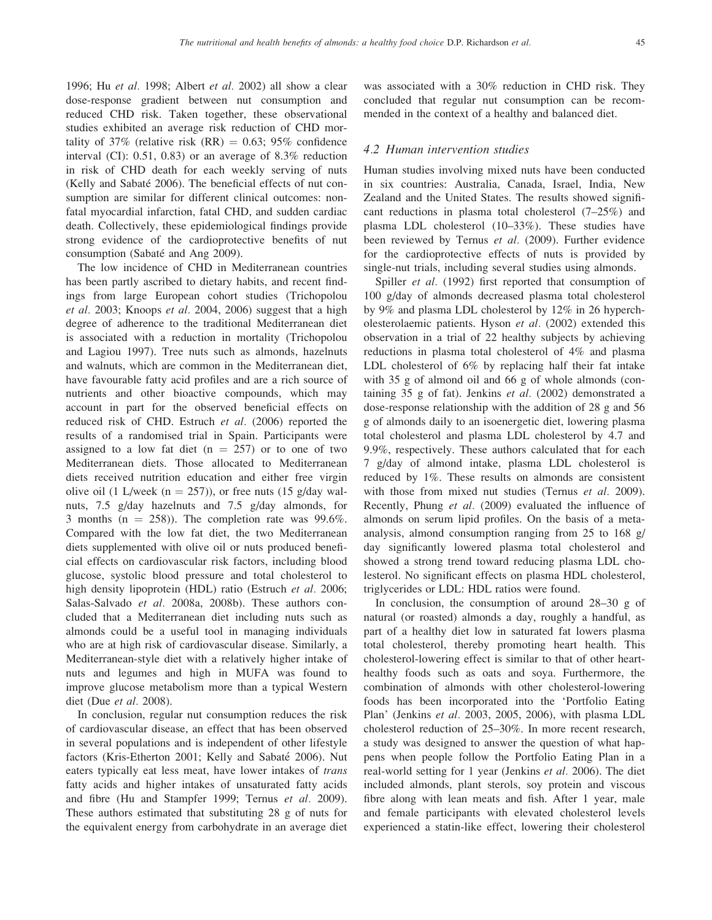1996; Hu *et al.* 1998; Albert *et al.* 2002) all show a clear dose-response gradient between nut consumption and reduced CHD risk. Taken together, these observational studies exhibited an average risk reduction of CHD mortality of 37% (relative risk (RR) = 0.63; 95% confidence interval (CI): 0.51, 0.83) or an average of 8.3% reduction in risk of CHD death for each weekly serving of nuts (Kelly and Sabaté 2006). The beneficial effects of nut consumption are similar for different clinical outcomes: non-fatal myocardial infarction, fatal CHD, and sudden cardiac death. Collectively, these epidemiological findings provide strong evidence of the cardioprotective benefits of nut consumption (Sabaté and Ang 2009).

The low incidence of CHD in Mediterranean countries has been partly ascribed to dietary habits, and recent findings from large European cohort studies (Trichopolou *et al.* 2003; Knoops *et al.* 2004, 2006) suggest that a high degree of adherence to the traditional Mediterranean diet is associated with a reduction in mortality (Trichopolou and Lagiou 1997). Tree nuts such as almonds, hazelnuts and walnuts, which are common in the Mediterranean diet, have favourable fatty acid profiles and are a rich source of nutrients and other bioactive compounds, which may account in part for the observed beneficial effects on reduced risk of CHD. Estruch *et al.* (2006) reported the results of a randomised trial in Spain. Participants were assigned to a low fat diet (n = 257) or to one of two Mediterranean diets. Those allocated to Mediterranean diets received nutrition education and either free virgin olive oil (1 L/week (n = 257)), or free nuts (15 g/day walnuts, 7.5 g/day hazelnuts and 7.5 g/day almonds, for 3 months (n = 258)). The completion rate was 99.6%. Compared with the low fat diet, the two Mediterranean diets supplemented with olive oil or nuts produced beneficial effects on cardiovascular risk factors, including blood glucose, systolic blood pressure and total cholesterol to high density lipoprotein (HDL) ratio (Estruch *et al.* 2006; Salas-Salvado *et al.* 2008a, 2008b). These authors concluded that a Mediterranean diet including nuts such as almonds could be a useful tool in managing individuals who are at high risk of cardiovascular disease. Similarly, a Mediterranean-style diet with a relatively higher intake of nuts and legumes and high in MUFA was found to improve glucose metabolism more than a typical Western diet (Due *et al.* 2008).

In conclusion, regular nut consumption reduces the risk of cardiovascular disease, an effect that has been observed in several populations and is independent of other lifestyle factors (Kris-Etherton 2001; Kelly and Sabaté 2006). Nut eaters typically eat less meat, have lower intakes of *trans* fatty acids and higher intakes of unsaturated fatty acids and fibre (Hu and Stampfer 1999; Ternus *et al.* 2009). These authors estimated that substituting 28 g of nuts for the equivalent energy from carbohydrate in an average diet was associated with a 30% reduction in CHD risk. They concluded that regular nut consumption can be recommended in the context of a healthy and balanced diet.

### *4.2 Human intervention studies*

Human studies involving mixed nuts have been conducted in six countries: Australia, Canada, Israel, India, New Zealand and the United States. The results showed significant reductions in plasma total cholesterol (7–25%) and plasma LDL cholesterol (10–33%). These studies have been reviewed by Ternus *et al.* (2009). Further evidence for the cardioprotective effects of nuts is provided by single-nut trials, including several studies using almonds.

Spiller *et al.* (1992) first reported that consumption of 100 g/day of almonds decreased plasma total cholesterol by 9% and plasma LDL cholesterol by 12% in 26 hypercholesterolaemic patients. Hyson *et al.* (2002) extended this observation in a trial of 22 healthy subjects by achieving reductions in plasma total cholesterol of 4% and plasma LDL cholesterol of 6% by replacing half their fat intake with 35 g of almond oil and 66 g of whole almonds (containing 35 g of fat). Jenkins *et al.* (2002) demonstrated a dose-response relationship with the addition of 28 g and 56 g of almonds daily to an isoenergetic diet, lowering plasma total cholesterol and plasma LDL cholesterol by 4.7 and 9.9%, respectively. These authors calculated that for each 7 g/day of almond intake, plasma LDL cholesterol is reduced by 1%. These results on almonds are consistent with those from mixed nut studies (Ternus *et al.* 2009). Recently, Phung *et al.* (2009) evaluated the influence of almonds on serum lipid profiles. On the basis of a meta-analysis, almond consumption ranging from 25 to 168 g/day significantly lowered plasma total cholesterol and showed a strong trend toward reducing plasma LDL cholesterol. No significant effects on plasma HDL cholesterol, triglycerides or LDL: HDL ratios were found.

In conclusion, the consumption of around 28–30 g of natural (or roasted) almonds a day, roughly a handful, as part of a healthy diet low in saturated fat lowers plasma total cholesterol, thereby promoting heart health. This cholesterol-lowering effect is similar to that of other heart-healthy foods such as oats and soya. Furthermore, the combination of almonds with other cholesterol-lowering foods has been incorporated into the 'Portfolio Eating Plan' (Jenkins *et al.* 2003, 2005, 2006), with plasma LDL cholesterol reduction of 25–30%. In more recent research, a study was designed to answer the question of what happens when people follow the Portfolio Eating Plan in a real-world setting for 1 year (Jenkins *et al.* 2006). The diet included almonds, plant sterols, soy protein and viscous fibre along with lean meats and fish. After 1 year, male and female participants with elevated cholesterol levels experienced a statin-like effect, lowering their cholesterol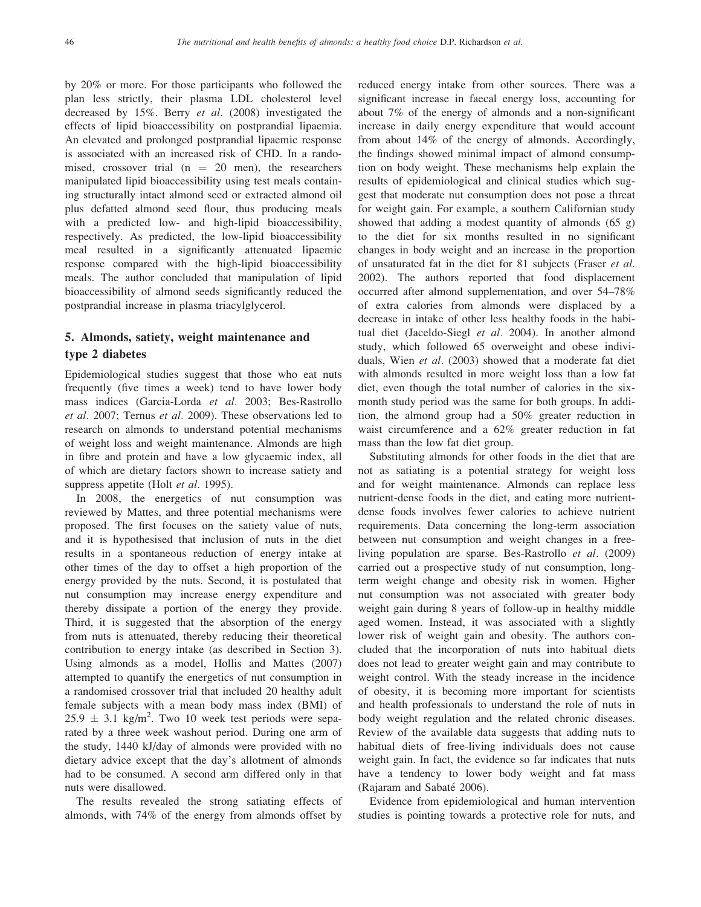by 20% or more. For those participants who followed the plan less strictly, their plasma LDL cholesterol level decreased by 15%. Berry *et al.* (2008) investigated the effects of lipid bioaccessibility on postprandial lipaemia. An elevated and prolonged postprandial lipaemic response is associated with an increased risk of CHD. In a randomised, crossover trial ($n = 20$ men), the researchers manipulated lipid bioaccessibility using test meals containing structurally intact almond seed or extracted almond oil plus defatted almond seed flour, thus producing meals with a predicted low- and high-lipid bioaccessibility, respectively. As predicted, the low-lipid bioaccessibility meal resulted in a significantly attenuated lipaemic response compared with the high-lipid bioaccessibility meals. The author concluded that manipulation of lipid bioaccessibility of almond seeds significantly reduced the postprandial increase in plasma triacylglycerol.

## 5. Almonds, satiety, weight maintenance and type 2 diabetes

Epidemiological studies suggest that those who eat nuts frequently (five times a week) tend to have lower body mass indices (Garcia-Lorda *et al.* 2003; Bes-Rastrollo *et al.* 2007; Ternus *et al.* 2009). These observations led to research on almonds to understand potential mechanisms of weight loss and weight maintenance. Almonds are high in fibre and protein and have a low glycaemic index, all of which are dietary factors shown to increase satiety and suppress appetite (Holt *et al.* 1995).

In 2008, the energetics of nut consumption was reviewed by Mattes, and three potential mechanisms were proposed. The first focuses on the satiety value of nuts, and it is hypothesised that inclusion of nuts in the diet results in a spontaneous reduction of energy intake at other times of the day to offset a high proportion of the energy provided by the nuts. Second, it is postulated that nut consumption may increase energy expenditure and thereby dissipate a portion of the energy they provide. Third, it is suggested that the absorption of the energy from nuts is attenuated, thereby reducing their theoretical contribution to energy intake (as described in Section 3). Using almonds as a model, Hollis and Mattes (2007) attempted to quantify the energetics of nut consumption in a randomised crossover trial that included 20 healthy adult female subjects with a mean body mass index (BMI) of $25.9 \pm 3.1$ kg/m$^2$. Two 10 week test periods were separated by a three week washout period. During one arm of the study, 1440 kJ/day of almonds were provided with no dietary advice except that the day's allotment of almonds had to be consumed. A second arm differed only in that nuts were disallowed.

The results revealed the strong satiating effects of almonds, with 74% of the energy from almonds offset by reduced energy intake from other sources. There was a significant increase in faecal energy loss, accounting for about 7% of the energy of almonds and a non-significant increase in daily energy expenditure that would account from about 14% of the energy of almonds. Accordingly, the findings showed minimal impact of almond consumption on body weight. These mechanisms help explain the results of epidemiological and clinical studies which suggest that moderate nut consumption does not pose a threat for weight gain. For example, a southern Californian study showed that adding a modest quantity of almonds (65 g) to the diet for six months resulted in no significant changes in body weight and an increase in the proportion of unsaturated fat in the diet for 81 subjects (Fraser *et al.* 2002). The authors reported that food displacement occurred after almond supplementation, and over 54–78% of extra calories from almonds were displaced by a decrease in intake of other less healthy foods in the habitual diet (Jaceldo-Siegl *et al.* 2004). In another almond study, which followed 65 overweight and obese individuals, Wien *et al*. (2003) showed that a moderate fat diet with almonds resulted in more weight loss than a low fat diet, even though the total number of calories in the six-month study period was the same for both groups. In addition, the almond group had a 50% greater reduction in waist circumference and a 62% greater reduction in fat mass than the low fat diet group.

Substituting almonds for other foods in the diet that are not as satiating is a potential strategy for weight loss and for weight maintenance. Almonds can replace less nutrient-dense foods in the diet, and eating more nutrient-dense foods involves fewer calories to achieve nutrient requirements. Data concerning the long-term association between nut consumption and weight changes in a free-living population are sparse. Bes-Rastrollo *et al*. (2009) carried out a prospective study of nut consumption, long-term weight change and obesity risk in women. Higher nut consumption was not associated with greater body weight gain during 8 years of follow-up in healthy middle aged women. Instead, it was associated with a slightly lower risk of weight gain and obesity. The authors concluded that the incorporation of nuts into habitual diets does not lead to greater weight gain and may contribute to weight control. With the steady increase in the incidence of obesity, it is becoming more important for scientists and health professionals to understand the role of nuts in body weight regulation and the related chronic diseases. Review of the available data suggests that adding nuts to habitual diets of free-living individuals does not cause weight gain. In fact, the evidence so far indicates that nuts have a tendency to lower body weight and fat mass (Rajaram and Sabaté 2006).

Evidence from epidemiological and human intervention studies is pointing towards a protective role for nuts, and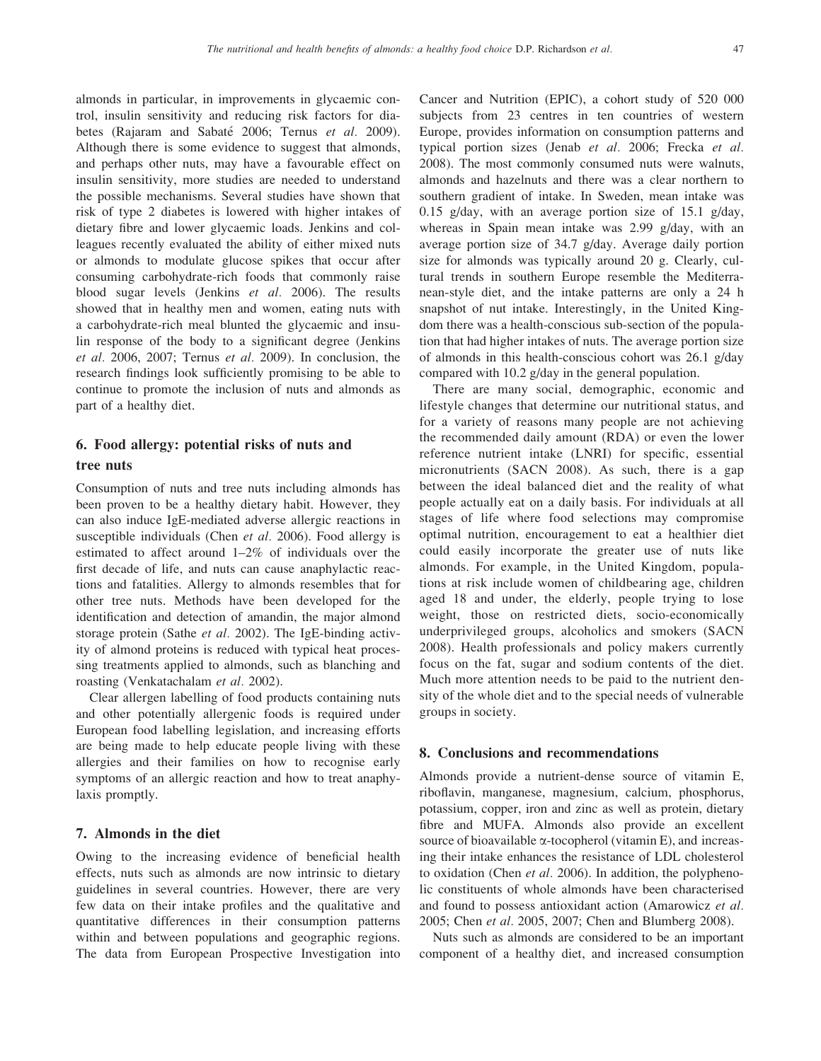almonds in particular, in improvements in glycaemic control, insulin sensitivity and reducing risk factors for diabetes (Rajaram and Sabaté 2006; Ternus *et al.* 2009). Although there is some evidence to suggest that almonds, and perhaps other nuts, may have a favourable effect on insulin sensitivity, more studies are needed to understand the possible mechanisms. Several studies have shown that risk of type 2 diabetes is lowered with higher intakes of dietary fibre and lower glycaemic loads. Jenkins and colleagues recently evaluated the ability of either mixed nuts or almonds to modulate glucose spikes that occur after consuming carbohydrate-rich foods that commonly raise blood sugar levels (Jenkins *et al.* 2006). The results showed that in healthy men and women, eating nuts with a carbohydrate-rich meal blunted the glycaemic and insulin response of the body to a significant degree (Jenkins *et al.* 2006, 2007; Ternus *et al.* 2009). In conclusion, the research findings look sufficiently promising to be able to continue to promote the inclusion of nuts and almonds as part of a healthy diet.

## 6. Food allergy: potential risks of nuts and tree nuts

Consumption of nuts and tree nuts including almonds has been proven to be a healthy dietary habit. However, they can also induce IgE-mediated adverse allergic reactions in susceptible individuals (Chen *et al.* 2006). Food allergy is estimated to affect around 1–2% of individuals over the first decade of life, and nuts can cause anaphylactic reactions and fatalities. Allergy to almonds resembles that for other tree nuts. Methods have been developed for the identification and detection of amandin, the major almond storage protein (Sathe *et al.* 2002). The IgE-binding activity of almond proteins is reduced with typical heat processing treatments applied to almonds, such as blanching and roasting (Venkatachalam *et al.* 2002).

Clear allergen labelling of food products containing nuts and other potentially allergenic foods is required under European food labelling legislation, and increasing efforts are being made to help educate people living with these allergies and their families on how to recognise early symptoms of an allergic reaction and how to treat anaphylaxis promptly.

## 7. Almonds in the diet

Owing to the increasing evidence of beneficial health effects, nuts such as almonds are now intrinsic to dietary guidelines in several countries. However, there are very few data on their intake profiles and the qualitative and quantitative differences in their consumption patterns within and between populations and geographic regions. The data from European Prospective Investigation into Cancer and Nutrition (EPIC), a cohort study of 520 000 subjects from 23 centres in ten countries of western Europe, provides information on consumption patterns and typical portion sizes (Jenab *et al.* 2006; Frecka *et al.* 2008). The most commonly consumed nuts were walnuts, almonds and hazelnuts and there was a clear northern to southern gradient of intake. In Sweden, mean intake was 0.15 g/day, with an average portion size of 15.1 g/day, whereas in Spain mean intake was 2.99 g/day, with an average portion size of 34.7 g/day. Average daily portion size for almonds was typically around 20 g. Clearly, cultural trends in southern Europe resemble the Mediterranean-style diet, and the intake patterns are only a 24 h snapshot of nut intake. Interestingly, in the United Kingdom there was a health-conscious sub-section of the population that had higher intakes of nuts. The average portion size of almonds in this health-conscious cohort was 26.1 g/day compared with 10.2 g/day in the general population.

There are many social, demographic, economic and lifestyle changes that determine our nutritional status, and for a variety of reasons many people are not achieving the recommended daily amount (RDA) or even the lower reference nutrient intake (LNRI) for specific, essential micronutrients (SACN 2008). As such, there is a gap between the ideal balanced diet and the reality of what people actually eat on a daily basis. For individuals at all stages of life where food selections may compromise optimal nutrition, encouragement to eat a healthier diet could easily incorporate the greater use of nuts like almonds. For example, in the United Kingdom, populations at risk include women of childbearing age, children aged 18 and under, the elderly, people trying to lose weight, those on restricted diets, socio-economically underprivileged groups, alcoholics and smokers (SACN 2008). Health professionals and policy makers currently focus on the fat, sugar and sodium contents of the diet. Much more attention needs to be paid to the nutrient density of the whole diet and to the special needs of vulnerable groups in society.

## 8. Conclusions and recommendations

Almonds provide a nutrient-dense source of vitamin E, riboflavin, manganese, magnesium, calcium, phosphorus, potassium, copper, iron and zinc as well as protein, dietary fibre and MUFA. Almonds also provide an excellent source of bioavailable $\alpha$-tocopherol (vitamin E), and increasing their intake enhances the resistance of LDL cholesterol to oxidation (Chen *et al.* 2006). In addition, the polyphenolic constituents of whole almonds have been characterised and found to possess antioxidant action (Amarowicz *et al.* 2005; Chen *et al.* 2005, 2007; Chen and Blumberg 2008).

Nuts such as almonds are considered to be an important component of a healthy diet, and increased consumption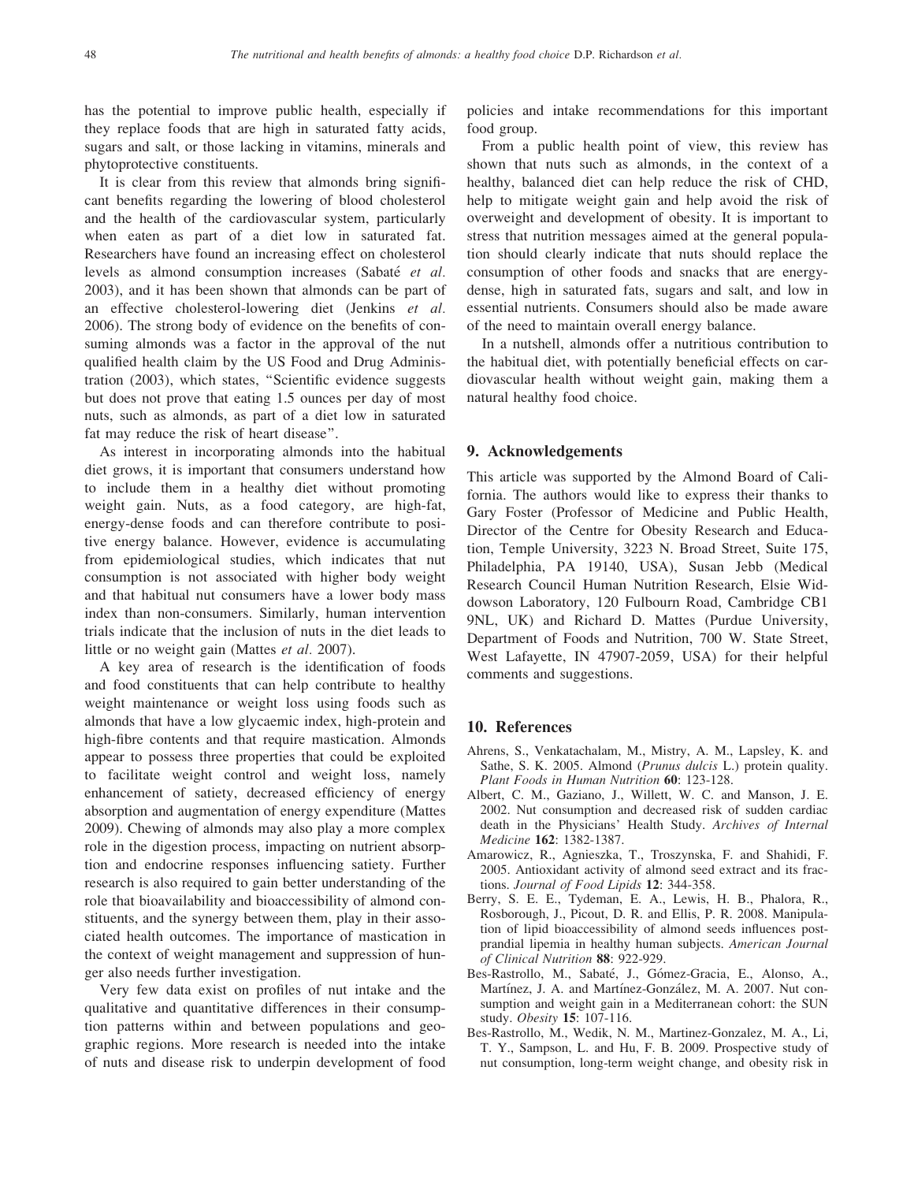has the potential to improve public health, especially if they replace foods that are high in saturated fatty acids, sugars and salt, or those lacking in vitamins, minerals and phytoprotective constituents.

It is clear from this review that almonds bring significant benefits regarding the lowering of blood cholesterol and the health of the cardiovascular system, particularly when eaten as part of a diet low in saturated fat. Researchers have found an increasing effect on cholesterol levels as almond consumption increases (Sabaté *et al.* 2003), and it has been shown that almonds can be part of an effective cholesterol-lowering diet (Jenkins *et al.* 2006). The strong body of evidence on the benefits of consuming almonds was a factor in the approval of the nut qualified health claim by the US Food and Drug Administration (2003), which states, "Scientific evidence suggests but does not prove that eating 1.5 ounces per day of most nuts, such as almonds, as part of a diet low in saturated fat may reduce the risk of heart disease".

As interest in incorporating almonds into the habitual diet grows, it is important that consumers understand how to include them in a healthy diet without promoting weight gain. Nuts, as a food category, are high-fat, energy-dense foods and can therefore contribute to positive energy balance. However, evidence is accumulating from epidemiological studies, which indicates that nut consumption is not associated with higher body weight and that habitual nut consumers have a lower body mass index than non-consumers. Similarly, human intervention trials indicate that the inclusion of nuts in the diet leads to little or no weight gain (Mattes *et al.* 2007).

A key area of research is the identification of foods and food constituents that can help contribute to healthy weight maintenance or weight loss using foods such as almonds that have a low glycaemic index, high-protein and high-fibre contents and that require mastication. Almonds appear to possess three properties that could be exploited to facilitate weight control and weight loss, namely enhancement of satiety, decreased efficiency of energy absorption and augmentation of energy expenditure (Mattes 2009). Chewing of almonds may also play a more complex role in the digestion process, impacting on nutrient absorption and endocrine responses influencing satiety. Further research is also required to gain better understanding of the role that bioavailability and bioaccessibility of almond constituents, and the synergy between them, play in their associated health outcomes. The importance of mastication in the context of weight management and suppression of hunger also needs further investigation.

Very few data exist on profiles of nut intake and the qualitative and quantitative differences in their consumption patterns within and between populations and geographic regions. More research is needed into the intake of nuts and disease risk to underpin development of food policies and intake recommendations for this important food group.

From a public health point of view, this review has shown that nuts such as almonds, in the context of a healthy, balanced diet can help reduce the risk of CHD, help to mitigate weight gain and help avoid the risk of overweight and development of obesity. It is important to stress that nutrition messages aimed at the general population should clearly indicate that nuts should replace the consumption of other foods and snacks that are energy-dense, high in saturated fats, sugars and salt, and low in essential nutrients. Consumers should also be made aware of the need to maintain overall energy balance.

In a nutshell, almonds offer a nutritious contribution to the habitual diet, with potentially beneficial effects on cardiovascular health without weight gain, making them a natural healthy food choice.

## 9. Acknowledgements

This article was supported by the Almond Board of California. The authors would like to express their thanks to Gary Foster (Professor of Medicine and Public Health, Director of the Centre for Obesity Research and Education, Temple University, 3223 N. Broad Street, Suite 175, Philadelphia, PA 19140, USA), Susan Jebb (Medical Research Council Human Nutrition Research, Elsie Widdowson Laboratory, 120 Fulbourn Road, Cambridge CB1 9NL, UK) and Richard D. Mattes (Purdue University, Department of Foods and Nutrition, 700 W. State Street, West Lafayette, IN 47907-2059, USA) for their helpful comments and suggestions.

## 10. References

Ahrens, S., Venkatachalam, M., Mistry, A. M., Lapsley, K. and Sathe, S. K. 2005. Almond (*Prunus dulcis* L.) protein quality. *Plant Foods in Human Nutrition* **60**: 123-128.

Albert, C. M., Gaziano, J., Willett, W. C. and Manson, J. E. 2002. Nut consumption and decreased risk of sudden cardiac death in the Physicians' Health Study. *Archives of Internal Medicine* **162**: 1382-1387.

Amarowicz, R., Agnieszka, T., Troszynska, F. and Shahidi, F. 2005. Antioxidant activity of almond seed extract and its fractions. *Journal of Food Lipids* **12**: 344-358.

Berry, S. E. E., Tydeman, E. A., Lewis, H. B., Phalora, R., Rosborough, J., Picout, D. R. and Ellis, P. R. 2008. Manipulation of lipid bioaccessibility of almond seeds influences postprandial lipemia in healthy human subjects. *American Journal of Clinical Nutrition* **88**: 922-929.

Bes-Rastrollo, M., Sabaté, J., Gómez-Gracia, E., Alonso, A., Martínez, J. A. and Martínez-González, M. A. 2007. Nut consumption and weight gain in a Mediterranean cohort: the SUN study. *Obesity* **15**: 107-116.

Bes-Rastrollo, M., Wedik, N. M., Martinez-Gonzalez, M. A., Li, T. Y., Sampson, L. and Hu, F. B. 2009. Prospective study of nut consumption, long-term weight change, and obesity risk in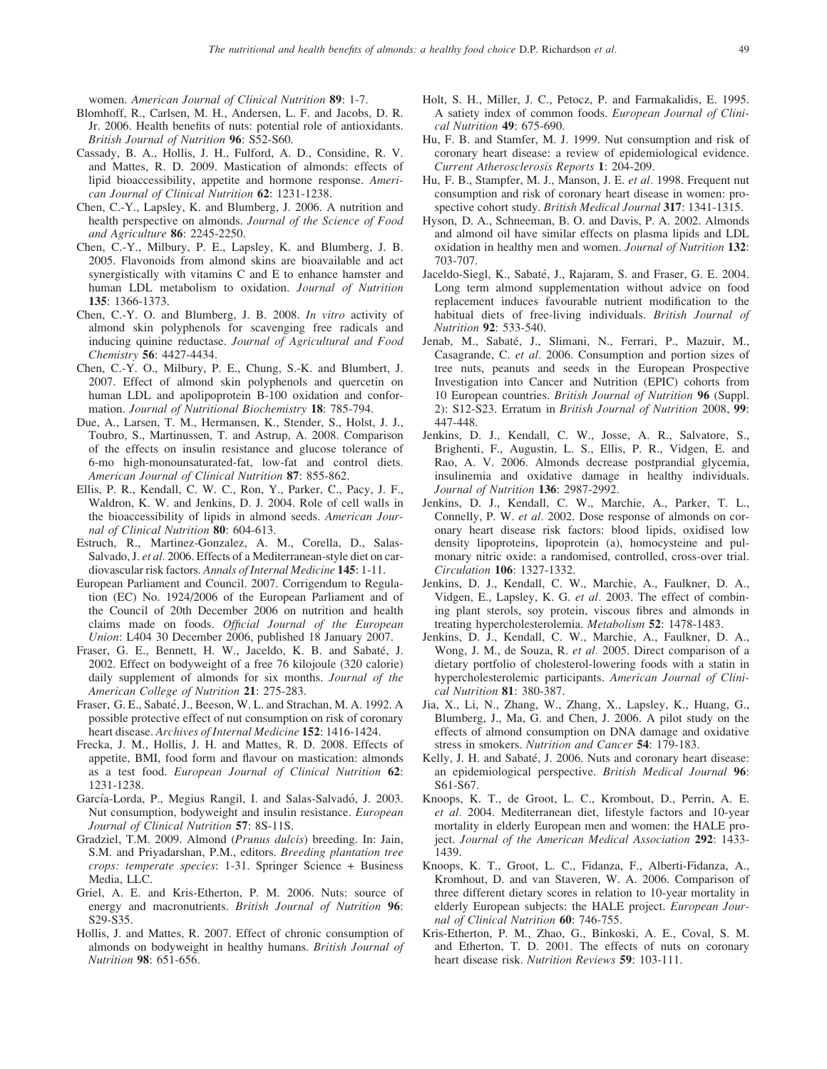women. *American Journal of Clinical Nutrition* **89**: 1-7.

Blomhoff, R., Carlsen, M. H., Andersen, L. F. and Jacobs, D. R. Jr. 2006. Health benefits of nuts: potential role of antioxidants. *British Journal of Nutrition* **96**: S52-S60.

Cassady, B. A., Hollis, J. H., Fulford, A. D., Considine, R. V. and Mattes, R. D. 2009. Mastication of almonds: effects of lipid bioaccessibility, appetite and hormone response. *American Journal of Clinical Nutrition* **62**: 1231-1238.

Chen, C.-Y., Lapsley, K. and Blumberg, J. 2006. A nutrition and health perspective on almonds. *Journal of the Science of Food and Agriculture* **86**: 2245-2250.

Chen, C.-Y., Milbury, P. E., Lapsley, K. and Blumberg, J. B. 2005. Flavonoids from almond skins are bioavailable and act synergistically with vitamins C and E to enhance hamster and human LDL metabolism to oxidation. *Journal of Nutrition* **135**: 1366-1373.

Chen, C.-Y. O. and Blumberg, J. B. 2008. *In vitro* activity of almond skin polyphenols for scavenging free radicals and inducing quinine reductase. *Journal of Agricultural and Food Chemistry* **56**: 4427-4434.

Chen, C.-Y. O., Milbury, P. E., Chung, S.-K. and Blumbert, J. 2007. Effect of almond skin polyphenols and quercetin on human LDL and apolipoprotein B-100 oxidation and conformation. *Journal of Nutritional Biochemistry* **18**: 785-794.

Due, A., Larsen, T. M., Hermansen, K., Stender, S., Holst, J. J., Toubro, S., Martinussen, T. and Astrup, A. 2008. Comparison of the effects on insulin resistance and glucose tolerance of 6-mo high-monounsaturated-fat, low-fat and control diets. *American Journal of Clinical Nutrition* **87**: 855-862.

Ellis, P. R., Kendall, C. W. C., Ron, Y., Parker, C., Pacy, J. F., Waldron, K. W. and Jenkins, D. J. 2004. Role of cell walls in the bioaccessibility of lipids in almond seeds. *American Journal of Clinical Nutrition* **80**: 604-613.

Estruch, R., Martinez-Gonzalez, A. M., Corella, D., Salas-Salvado, J. *et al.* 2006. Effects of a Mediterranean-style diet on cardiovascular risk factors. *Annals of Internal Medicine* **145**: 1-11.

European Parliament and Council. 2007. Corrigendum to Regulation (EC) No. 1924/2006 of the European Parliament and of the Council of 20th December 2006 on nutrition and health claims made on foods. *Official Journal of the European Union*: L404 30 December 2006, published 18 January 2007.

Fraser, G. E., Bennett, H. W., Jaceldo, K. B. and Sabaté, J. 2002. Effect on bodyweight of a free 76 kilojoule (320 calorie) daily supplement of almonds for six months. *Journal of the American College of Nutrition* **21**: 275-283.

Fraser, G. E., Sabaté, J., Beeson, W. L. and Strachan, M. A. 1992. A possible protective effect of nut consumption on risk of coronary heart disease. *Archives of Internal Medicine* **152**: 1416-1424.

Frecka, J. M., Hollis, J. H. and Mattes, R. D. 2008. Effects of appetite, BMI, food form and flavour on mastication: almonds as a test food. *European Journal of Clinical Nutrition* **62**: 1231-1238.

García-Lorda, P., Megius Rangil, I. and Salas-Salvadó, J. 2003. Nut consumption, bodyweight and insulin resistance. *European Journal of Clinical Nutrition* **57**: 8S-11S.

Gradziel, T.M. 2009. Almond (*Prunus dulcis*) breeding. In: Jain, S.M. and Priyadarshan, P.M., editors. *Breeding plantation tree crops: temperate species*: 1-31. Springer Science + Business Media, LLC.

Griel, A. E. and Kris-Etherton, P. M. 2006. Nuts: source of energy and macronutrients. *British Journal of Nutrition* **96**: S29-S35.

Hollis, J. and Mattes, R. 2007. Effect of chronic consumption of almonds on bodyweight in healthy humans. *British Journal of Nutrition* **98**: 651-656.

Holt, S. H., Miller, J. C., Petocz, P. and Farmakalidis, E. 1995. A satiety index of common foods. *European Journal of Clinical Nutrition* **49**: 675-690.

Hu, F. B. and Stamfer, M. J. 1999. Nut consumption and risk of coronary heart disease: a review of epidemiological evidence. *Current Atherosclerosis Reports* **1**: 204-209.

Hu, F. B., Stampfer, M. J., Manson, J. E. *et al.* 1998. Frequent nut consumption and risk of coronary heart disease in women: prospective cohort study. *British Medical Journal* **317**: 1341-1315.

Hyson, D. A., Schneeman, B. O. and Davis, P. A. 2002. Almonds and almond oil have similar effects on plasma lipids and LDL oxidation in healthy men and women. *Journal of Nutrition* **132**: 703-707.

Jaceldo-Siegl, K., Sabaté, J., Rajaram, S. and Fraser, G. E. 2004. Long term almond supplementation without advice on food replacement induces favourable nutrient modification to the habitual diets of free-living individuals. *British Journal of Nutrition* **92**: 533-540.

Jenab, M., Sabaté, J., Slimani, N., Ferrari, P., Mazuir, M., Casagrande, C. *et al.* 2006. Consumption and portion sizes of tree nuts, peanuts and seeds in the European Prospective Investigation into Cancer and Nutrition (EPIC) cohorts from 10 European countries. *British Journal of Nutrition* **96** (Suppl. 2): S12-S23. Erratum in *British Journal of Nutrition* 2008, **99**: 447-448.

Jenkins, D. J., Kendall, C. W., Josse, A. R., Salvatore, S., Brighenti, F., Augustin, L. S., Ellis, P. R., Vidgen, E. and Rao, A. V. 2006. Almonds decrease postprandial glycemia, insulinemia and oxidative damage in healthy individuals. *Journal of Nutrition* **136**: 2987-2992.

Jenkins, D. J., Kendall, C. W., Marchie, A., Parker, T. L., Connelly, P. W. *et al.* 2002. Dose response of almonds on coronary heart disease risk factors: blood lipids, oxidised low density lipoproteins, lipoprotein (a), homocysteine and pulmonary nitric oxide: a randomised, controlled, cross-over trial. *Circulation* **106**: 1327-1332.

Jenkins, D. J., Kendall, C. W., Marchie, A., Faulkner, D. A., Vidgen, E., Lapsley, K. G. *et al.* 2003. The effect of combining plant sterols, soy protein, viscous fibres and almonds in treating hypercholesterolemia. *Metabolism* **52**: 1478-1483.

Jenkins, D. J., Kendall, C. W., Marchie, A., Faulkner, D. A., Wong, J. M., de Souza, R. *et al.* 2005. Direct comparison of a dietary portfolio of cholesterol-lowering foods with a statin in hypercholesterolemic participants. *American Journal of Clinical Nutrition* **81**: 380-387.

Jia, X., Li, N., Zhang, W., Zhang, X., Lapsley, K., Huang, G., Blumberg, J., Ma, G. and Chen, J. 2006. A pilot study on the effects of almond consumption on DNA damage and oxidative stress in smokers. *Nutrition and Cancer* **54**: 179-183.

Kelly, J. H. and Sabaté, J. 2006. Nuts and coronary heart disease: an epidemiological perspective. *British Medical Journal* **96**: S61-S67.

Knoops, K. T., de Groot, L. C., Krombout, D., Perrin, A. E. *et al.* 2004. Mediterranean diet, lifestyle factors and 10-year mortality in elderly European men and women: the HALE project. *Journal of the American Medical Association* **292**: 1433-1439.

Knoops, K. T., Groot, L. C., Fidanza, F., Alberti-Fidanza, A., Kromhout, D. and van Staveren, W. A. 2006. Comparison of three different dietary scores in relation to 10-year mortality in elderly European subjects: the HALE project. *European Journal of Clinical Nutrition* **60**: 746-755.

Kris-Etherton, P. M., Zhao, G., Binkoski, A. E., Coval, S. M. and Etherton, T. D. 2001. The effects of nuts on coronary heart disease risk. *Nutrition Reviews* **59**: 103-111.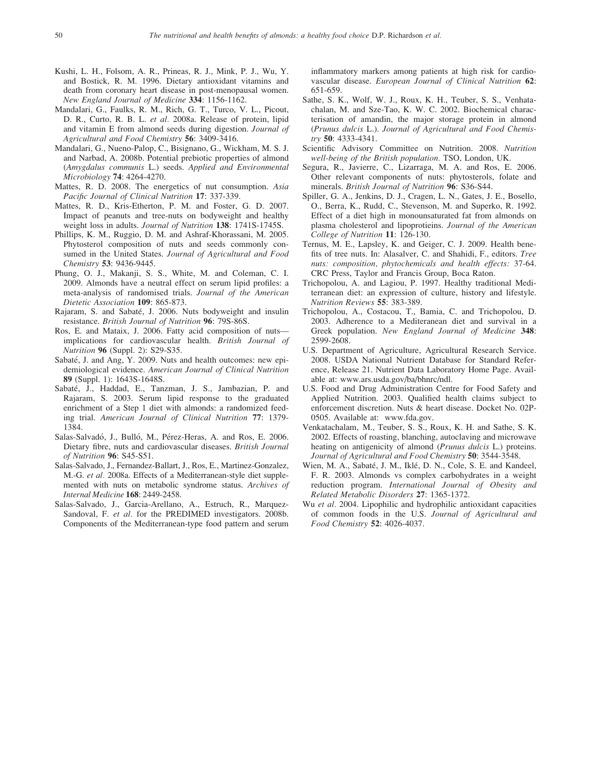Kushi, L. H., Folsom, A. R., Prineas, R. J., Mink, P. J., Wu, Y. and Bostick, R. M. 1996. Dietary antioxidant vitamins and death from coronary heart disease in post-menopausal women. *New England Journal of Medicine* **334**: 1156-1162.

Mandalari, G., Faulks, R. M., Rich, G. T., Turco, V. L., Picout, D. R., Curto, R. B. L. *et al.* 2008a. Release of protein, lipid and vitamin E from almond seeds during digestion. *Journal of Agricultural and Food Chemistry* **56**: 3409-3416.

Mandalari, G., Nueno-Palop, C., Bisignano, G., Wickham, M. S. J. and Narbad, A. 2008b. Potential prebiotic properties of almond (*Amygdalus communis* L.) seeds. *Applied and Environmental Microbiology* **74**: 4264-4270.

Mattes, R. D. 2008. The energetics of nut consumption. *Asia Pacific Journal of Clinical Nutrition* **17**: 337-339.

Mattes, R. D., Kris-Etherton, P. M. and Foster, G. D. 2007. Impact of peanuts and tree-nuts on bodyweight and healthy weight loss in adults. *Journal of Nutrition* **138**: 1741S-1745S.

Phillips, K. M., Ruggio, D. M. and Ashraf-Khorassani, M. 2005. Phytosterol composition of nuts and seeds commonly consumed in the United States. *Journal of Agricultural and Food Chemistry* **53**: 9436-9445.

Phung, O. J., Makanji, S. S., White, M. and Coleman, C. I. 2009. Almonds have a neutral effect on serum lipid profiles: a meta-analysis of randomised trials. *Journal of the American Dietetic Association* **109**: 865-873.

Rajaram, S. and Sabaté, J. 2006. Nuts bodyweight and insulin resistance. *British Journal of Nutrition* **96**: 79S-86S.

Ros, E. and Mataix, J. 2006. Fatty acid composition of nuts—implications for cardiovascular health. *British Journal of Nutrition* **96** (Suppl. 2): S29-S35.

Sabaté, J. and Ang, Y. 2009. Nuts and health outcomes: new epidemiological evidence. *American Journal of Clinical Nutrition* **89** (Suppl. 1): 1643S-1648S.

Sabaté, J., Haddad, E., Tanzman, J. S., Jambazian, P. and Rajaram, S. 2003. Serum lipid response to the graduated enrichment of a Step 1 diet with almonds: a randomized feeding trial. *American Journal of Clinical Nutrition* **77**: 1379-1384.

Salas-Salvadó, J., Bulló, M., Pérez-Heras, A. and Ros, E. 2006. Dietary fibre, nuts and cardiovascular diseases. *British Journal of Nutrition* **96**: S45-S51.

Salas-Salvado, J., Fernandez-Ballart, J., Ros, E., Martinez-Gonzalez, M.-G. *et al.* 2008a. Effects of a Mediterranean-style diet supplemented with nuts on metabolic syndrome status. *Archives of Internal Medicine* **168**: 2449-2458.

Salas-Salvado, J., Garcia-Arellano, A., Estruch, R., Marquez-Sandoval, F. *et al.* for the PREDIMED investigators. 2008b. Components of the Mediterranean-type food pattern and serum inflammatory markers among patients at high risk for cardiovascular disease. *European Journal of Clinical Nutrition* **62**: 651-659.

Sathe, S. K., Wolf, W. J., Roux, K. H., Teuber, S. S., Venhatachalan, M. and Sze-Tao, K. W. C. 2002. Biochemical characterisation of amandin, the major storage protein in almond (*Prunus dulcis* L.). *Journal of Agricultural and Food Chemistry* **50**: 4333-4341.

Scientific Advisory Committee on Nutrition. 2008. *Nutrition well-being of the British population.* TSO, London, UK.

Segura, R., Javierre, C., Lizarraga, M. A. and Ros, E. 2006. Other relevant components of nuts: phytosterols, folate and minerals. *British Journal of Nutrition* **96**: S36-S44.

Spiller, G. A., Jenkins, D. J., Cragen, L. N., Gates, J. E., Bosello, O., Berra, K., Rudd, C., Stevenson, M. and Superko, R. 1992. Effect of a diet high in monounsaturated fat from almonds on plasma cholesterol and lipoprotieins. *Journal of the American College of Nutrition* **11**: 126-130.

Ternus, M. E., Lapsley, K. and Geiger, C. J. 2009. Health benefits of tree nuts. In: Alasalver, C. and Shahidi, F., editors. *Tree nuts: composition, phytochemicals and health effects:* 37-64. CRC Press, Taylor and Francis Group, Boca Raton.

Trichopolou, A. and Lagiou, P. 1997. Healthy traditional Mediterranean diet: an expression of culture, history and lifestyle. *Nutrition Reviews* **55**: 383-389.

Trichopolou, A., Costacou, T., Bamia, C. and Trichopolou, D. 2003. Adherence to a Mediteranean diet and survival in a Greek population. *New England Journal of Medicine* **348**: 2599-2608.

U.S. Department of Agriculture, Agricultural Research Service. 2008. USDA National Nutrient Database for Standard Reference, Release 21. Nutrient Data Laboratory Home Page. Available at: www.ars.usda.gov/ba/bhnrc/ndl.

U.S. Food and Drug Administration Centre for Food Safety and Applied Nutrition. 2003. Qualified health claims subject to enforcement discretion. Nuts & heart disease. Docket No. 02P-0505. Available at: www.fda.gov.

Venkatachalam, M., Teuber, S. S., Roux, K. H. and Sathe, S. K. 2002. Effects of roasting, blanching, autoclaving and microwave heating on antigenicity of almond (*Prunus dulcis* L.) proteins. *Journal of Agricultural and Food Chemistry* **50**: 3544-3548.

Wien, M. A., Sabaté, J. M., Iklé, D. N., Cole, S. E. and Kandeel, F. R. 2003. Almonds vs complex carbohydrates in a weight reduction program. *International Journal of Obesity and Related Metabolic Disorders* **27**: 1365-1372.

Wu *et al.* 2004. Lipophilic and hydrophilic antioxidant capacities of common foods in the U.S. *Journal of Agricultural and Food Chemistry* **52**: 4026-4037.